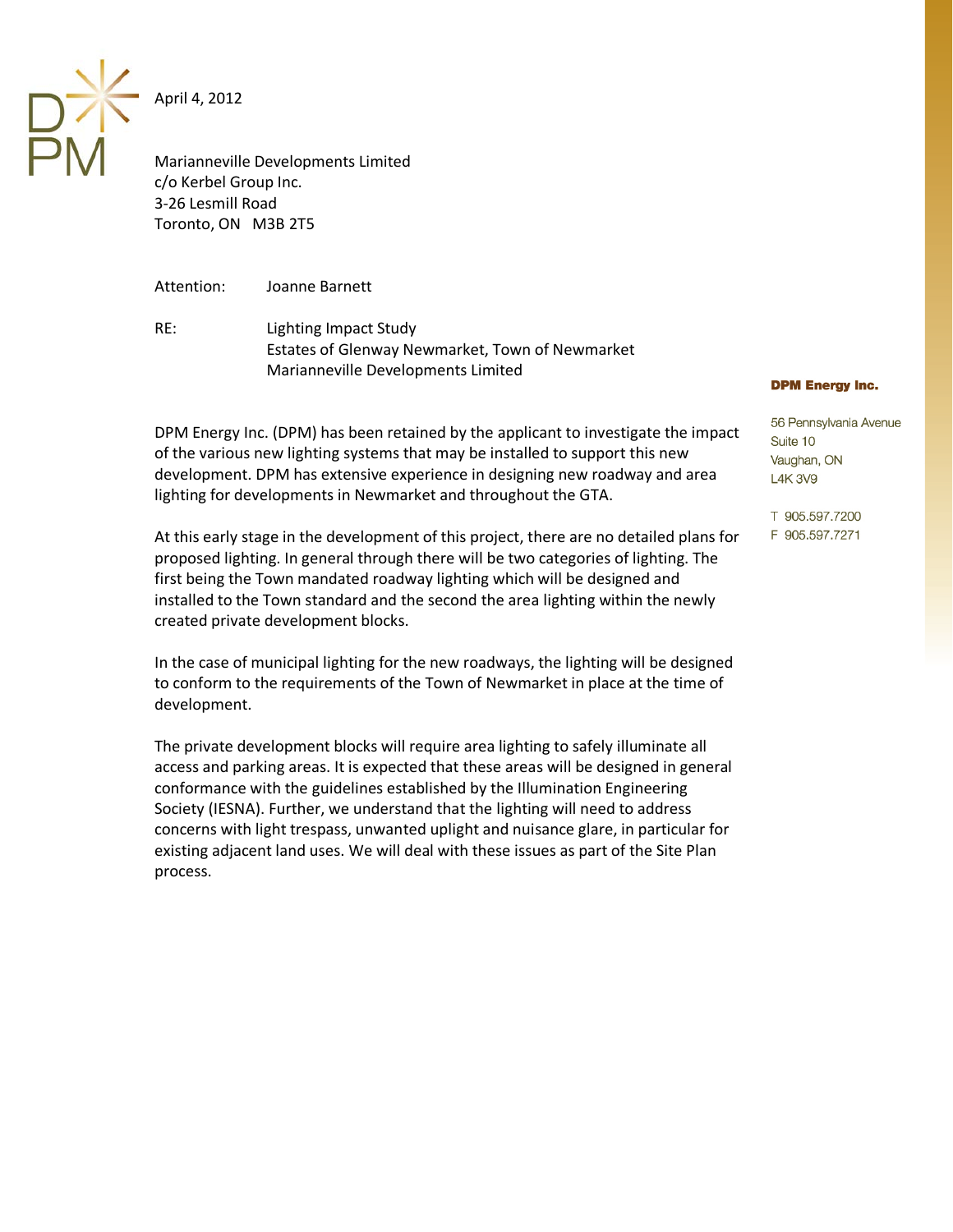April 4, 2012

Marianneville Developments Limited
c/o Kerbel Group Inc.
3-26 Lesmill Road
Toronto, ON M3B 2T5

Attention: Joanne Barnett

RE: Lighting Impact Study
Estates of Glenway Newmarket, Town of Newmarket
Marianneville Developments Limited

**DPM Energy Inc.**

56 Pennsylvania Avenue
Suite 10
Vaughan, ON
L4K 3V9

T 905.597.7200
F 905.597.7271

DPM Energy Inc. (DPM) has been retained by the applicant to investigate the impact of the various new lighting systems that may be installed to support this new development. DPM has extensive experience in designing new roadway and area lighting for developments in Newmarket and throughout the GTA.

At this early stage in the development of this project, there are no detailed plans for proposed lighting. In general through there will be two categories of lighting. The first being the Town mandated roadway lighting which will be designed and installed to the Town standard and the second the area lighting within the newly created private development blocks.

In the case of municipal lighting for the new roadways, the lighting will be designed to conform to the requirements of the Town of Newmarket in place at the time of development.

The private development blocks will require area lighting to safely illuminate all access and parking areas. It is expected that these areas will be designed in general conformance with the guidelines established by the Illumination Engineering Society (IESNA). Further, we understand that the lighting will need to address concerns with light trespass, unwanted uplight and nuisance glare, in particular for existing adjacent land uses. We will deal with these issues as part of the Site Plan process.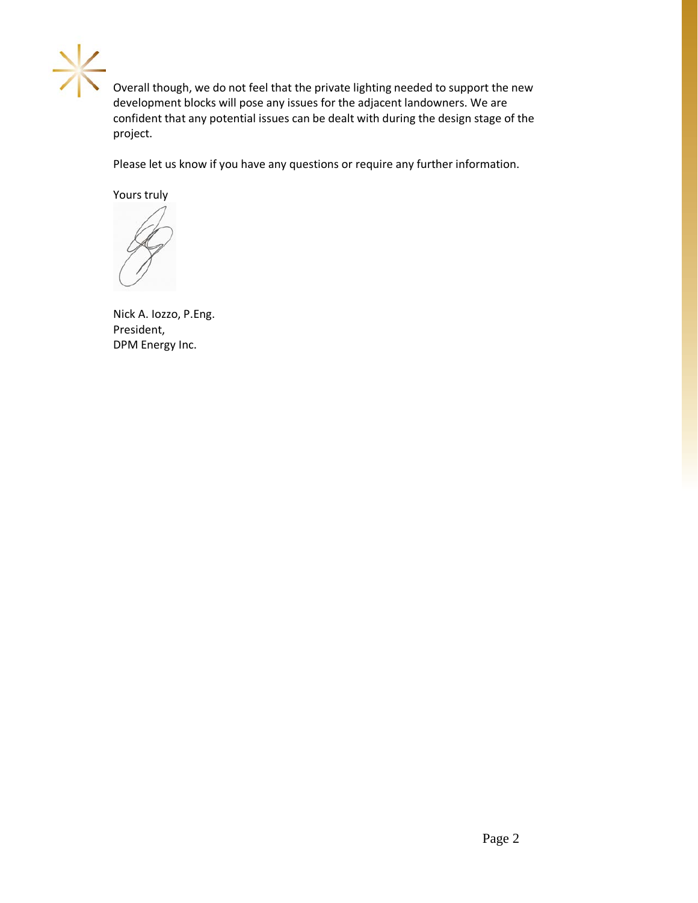Overall though, we do not feel that the private lighting needed to support the new development blocks will pose any issues for the adjacent landowners. We are confident that any potential issues can be dealt with during the design stage of the project.

Please let us know if you have any questions or require any further information.

Yours truly

Nick A. Iozzo, P.Eng.
President,
DPM Energy Inc.